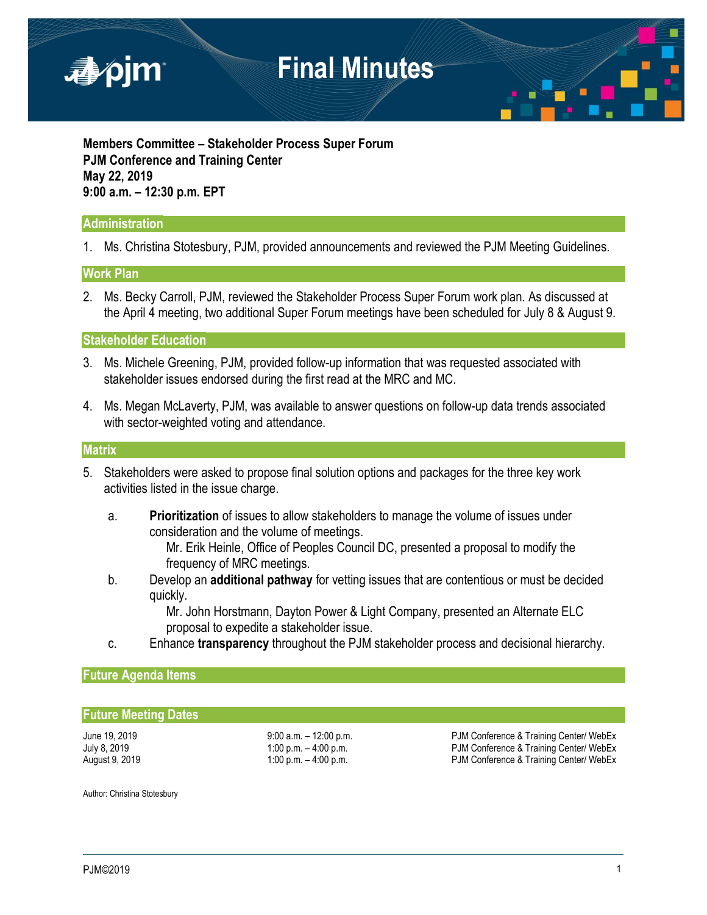# Final Minutes

**Members Committee – Stakeholder Process Super Forum**
**PJM Conference and Training Center**
**May 22, 2019**
**9:00 a.m. – 12:30 p.m. EPT**

## Administration

1. Ms. Christina Stotesbury, PJM, provided announcements and reviewed the PJM Meeting Guidelines.

## Work Plan

2. Ms. Becky Carroll, PJM, reviewed the Stakeholder Process Super Forum work plan. As discussed at the April 4 meeting, two additional Super Forum meetings have been scheduled for July 8 & August 9.

## Stakeholder Education

3. Ms. Michele Greening, PJM, provided follow-up information that was requested associated with stakeholder issues endorsed during the first read at the MRC and MC.

4. Ms. Megan McLaverty, PJM, was available to answer questions on follow-up data trends associated with sector-weighted voting and attendance.

## Matrix

5. Stakeholders were asked to propose final solution options and packages for the three key work activities listed in the issue charge.

   a. **Prioritization** of issues to allow stakeholders to manage the volume of issues under consideration and the volume of meetings.
      Mr. Erik Heinle, Office of Peoples Council DC, presented a proposal to modify the frequency of MRC meetings.

   b. Develop an **additional pathway** for vetting issues that are contentious or must be decided quickly.
      Mr. John Horstmann, Dayton Power & Light Company, presented an Alternate ELC proposal to expedite a stakeholder issue.

   c. Enhance **transparency** throughout the PJM stakeholder process and decisional hierarchy.

## Future Agenda Items

## Future Meeting Dates

| | | |
|---|---|---|
| June 19, 2019 | 9:00 a.m. – 12:00 p.m. | PJM Conference & Training Center/ WebEx |
| July 8, 2019 | 1:00 p.m. – 4:00 p.m. | PJM Conference & Training Center/ WebEx |
| August 9, 2019 | 1:00 p.m. – 4:00 p.m. | PJM Conference & Training Center/ WebEx |

Author: Christina Stotesbury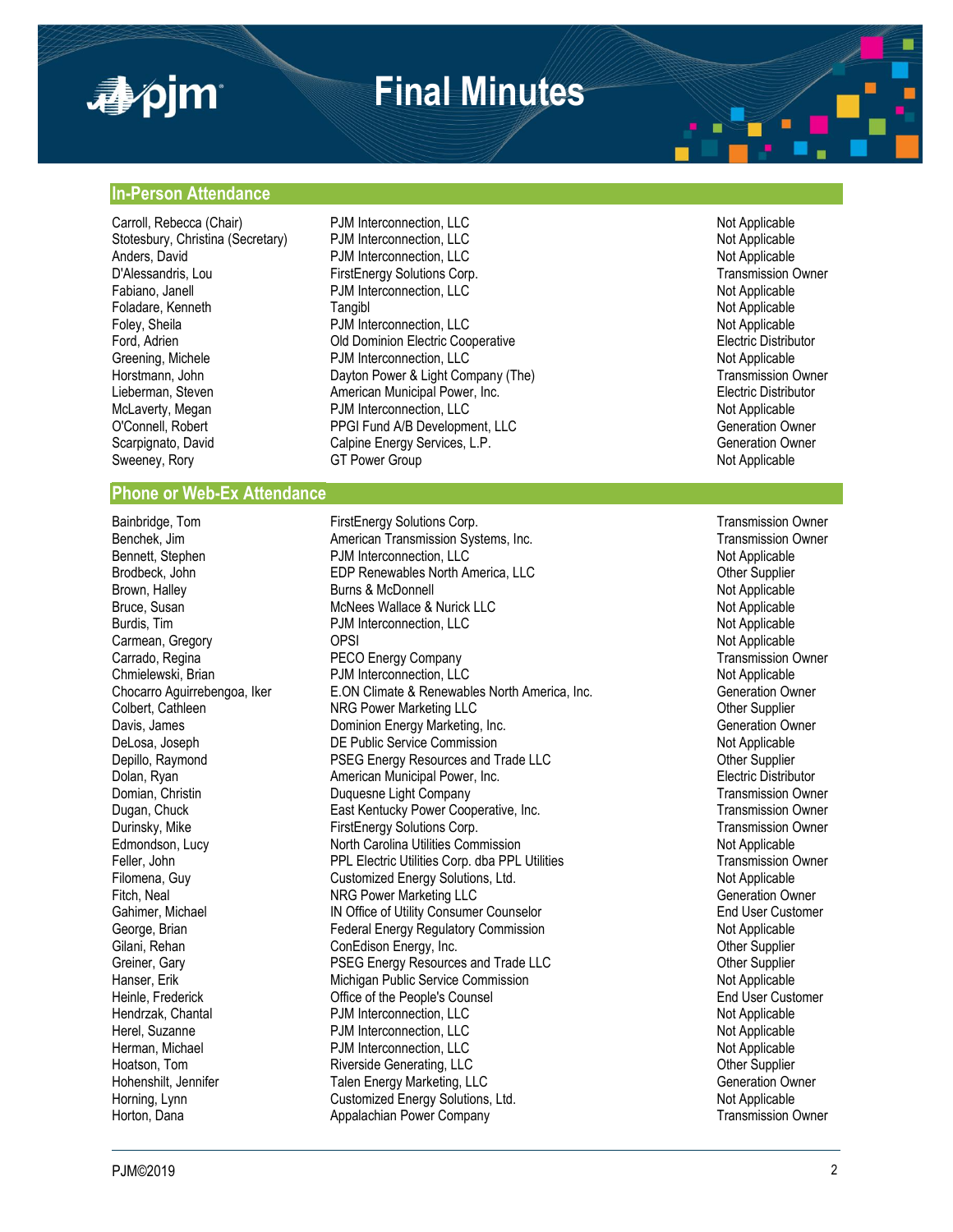## In-Person Attendance

| Name | Company | Sector |
|---|---|---|
| Carroll, Rebecca (Chair) | PJM Interconnection, LLC | Not Applicable |
| Stotesbury, Christina (Secretary) | PJM Interconnection, LLC | Not Applicable |
| Anders, David | PJM Interconnection, LLC | Not Applicable |
| D'Alessandris, Lou | FirstEnergy Solutions Corp. | Transmission Owner |
| Fabiano, Janell | PJM Interconnection, LLC | Not Applicable |
| Foladare, Kenneth | Tangibl | Not Applicable |
| Foley, Sheila | PJM Interconnection, LLC | Not Applicable |
| Ford, Adrien | Old Dominion Electric Cooperative | Electric Distributor |
| Greening, Michele | PJM Interconnection, LLC | Not Applicable |
| Horstmann, John | Dayton Power & Light Company (The) | Transmission Owner |
| Lieberman, Steven | American Municipal Power, Inc. | Electric Distributor |
| McLaverty, Megan | PJM Interconnection, LLC | Not Applicable |
| O'Connell, Robert | PPGI Fund A/B Development, LLC | Generation Owner |
| Scarpignato, David | Calpine Energy Services, L.P. | Generation Owner |
| Sweeney, Rory | GT Power Group | Not Applicable |

## Phone or Web-Ex Attendance

| Name | Company | Sector |
|---|---|---|
| Bainbridge, Tom | FirstEnergy Solutions Corp. | Transmission Owner |
| Benchek, Jim | American Transmission Systems, Inc. | Transmission Owner |
| Bennett, Stephen | PJM Interconnection, LLC | Not Applicable |
| Brodbeck, John | EDP Renewables North America, LLC | Other Supplier |
| Brown, Halley | Burns & McDonnell | Not Applicable |
| Bruce, Susan | McNees Wallace & Nurick LLC | Not Applicable |
| Burdis, Tim | PJM Interconnection, LLC | Not Applicable |
| Carmean, Gregory | OPSI | Not Applicable |
| Carrado, Regina | PECO Energy Company | Transmission Owner |
| Chmielewski, Brian | PJM Interconnection, LLC | Not Applicable |
| Chocarro Aguirrebengoa, Iker | E.ON Climate & Renewables North America, Inc. | Generation Owner |
| Colbert, Cathleen | NRG Power Marketing LLC | Other Supplier |
| Davis, James | Dominion Energy Marketing, Inc. | Generation Owner |
| DeLosa, Joseph | DE Public Service Commission | Not Applicable |
| Depillo, Raymond | PSEG Energy Resources and Trade LLC | Other Supplier |
| Dolan, Ryan | American Municipal Power, Inc. | Electric Distributor |
| Domian, Christin | Duquesne Light Company | Transmission Owner |
| Dugan, Chuck | East Kentucky Power Cooperative, Inc. | Transmission Owner |
| Durinsky, Mike | FirstEnergy Solutions Corp. | Transmission Owner |
| Edmondson, Lucy | North Carolina Utilities Commission | Not Applicable |
| Feller, John | PPL Electric Utilities Corp. dba PPL Utilities | Transmission Owner |
| Filomena, Guy | Customized Energy Solutions, Ltd. | Not Applicable |
| Fitch, Neal | NRG Power Marketing LLC | Generation Owner |
| Gahimer, Michael | IN Office of Utility Consumer Counselor | End User Customer |
| George, Brian | Federal Energy Regulatory Commission | Not Applicable |
| Gilani, Rehan | ConEdison Energy, Inc. | Other Supplier |
| Greiner, Gary | PSEG Energy Resources and Trade LLC | Other Supplier |
| Hanser, Erik | Michigan Public Service Commission | Not Applicable |
| Heinle, Frederick | Office of the People's Counsel | End User Customer |
| Hendrzak, Chantal | PJM Interconnection, LLC | Not Applicable |
| Herel, Suzanne | PJM Interconnection, LLC | Not Applicable |
| Herman, Michael | PJM Interconnection, LLC | Not Applicable |
| Hoatson, Tom | Riverside Generating, LLC | Other Supplier |
| Hohenshilt, Jennifer | Talen Energy Marketing, LLC | Generation Owner |
| Horning, Lynn | Customized Energy Solutions, Ltd. | Not Applicable |
| Horton, Dana | Appalachian Power Company | Transmission Owner |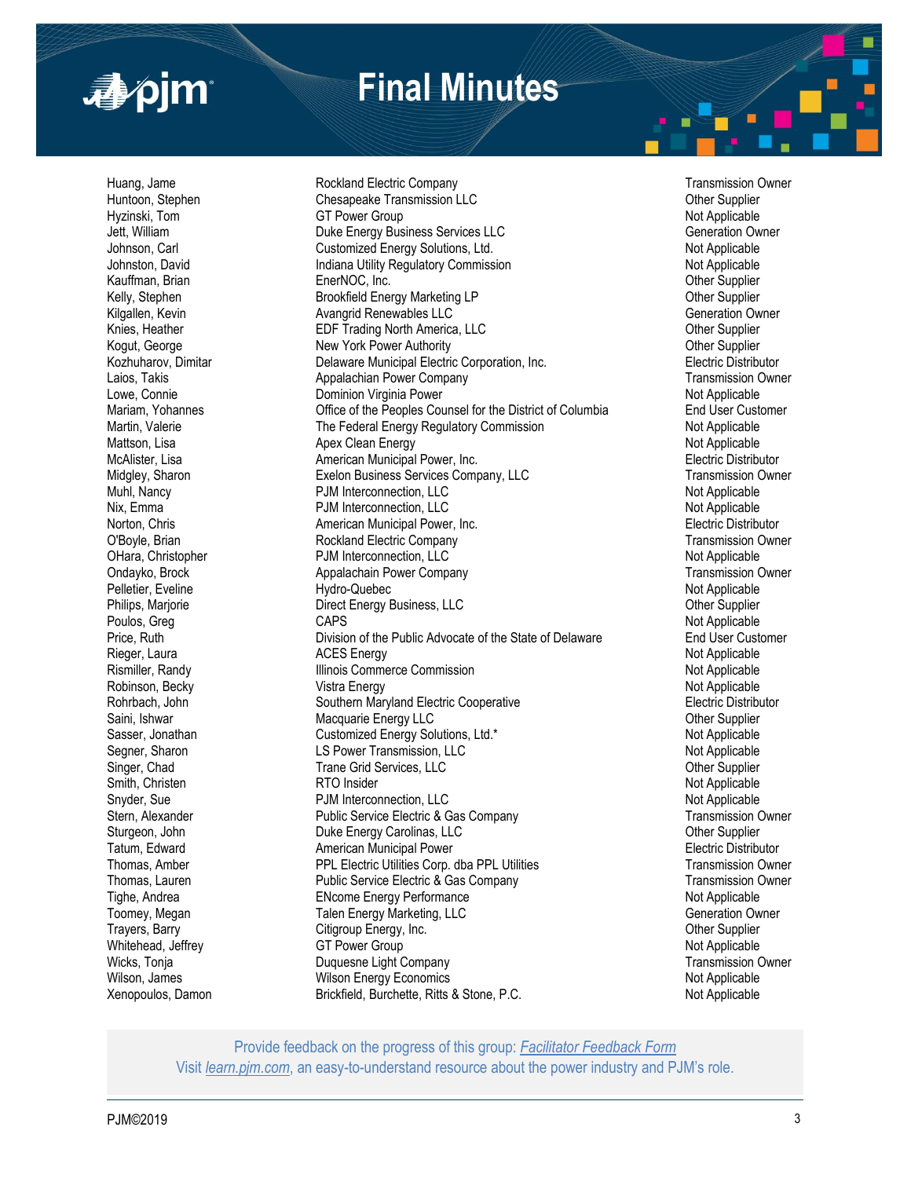| | | |
|---|---|---|
| Huang, Jame | Rockland Electric Company | Transmission Owner |
| Huntoon, Stephen | Chesapeake Transmission LLC | Other Supplier |
| Hyzinski, Tom | GT Power Group | Not Applicable |
| Jett, William | Duke Energy Business Services LLC | Generation Owner |
| Johnson, Carl | Customized Energy Solutions, Ltd. | Not Applicable |
| Johnston, David | Indiana Utility Regulatory Commission | Not Applicable |
| Kauffman, Brian | EnerNOC, Inc. | Other Supplier |
| Kelly, Stephen | Brookfield Energy Marketing LP | Other Supplier |
| Kilgallen, Kevin | Avangrid Renewables LLC | Generation Owner |
| Knies, Heather | EDF Trading North America, LLC | Other Supplier |
| Kogut, George | New York Power Authority | Other Supplier |
| Kozhuharov, Dimitar | Delaware Municipal Electric Corporation, Inc. | Electric Distributor |
| Laios, Takis | Appalachian Power Company | Transmission Owner |
| Lowe, Connie | Dominion Virginia Power | Not Applicable |
| Mariam, Yohannes | Office of the Peoples Counsel for the District of Columbia | End User Customer |
| Martin, Valerie | The Federal Energy Regulatory Commission | Not Applicable |
| Mattson, Lisa | Apex Clean Energy | Not Applicable |
| McAlister, Lisa | American Municipal Power, Inc. | Electric Distributor |
| Midgley, Sharon | Exelon Business Services Company, LLC | Transmission Owner |
| Muhl, Nancy | PJM Interconnection, LLC | Not Applicable |
| Nix, Emma | PJM Interconnection, LLC | Not Applicable |
| Norton, Chris | American Municipal Power, Inc. | Electric Distributor |
| O'Boyle, Brian | Rockland Electric Company | Transmission Owner |
| OHara, Christopher | PJM Interconnection, LLC | Not Applicable |
| Ondayko, Brock | Appalachain Power Company | Transmission Owner |
| Pelletier, Eveline | Hydro-Quebec | Not Applicable |
| Philips, Marjorie | Direct Energy Business, LLC | Other Supplier |
| Poulos, Greg | CAPS | Not Applicable |
| Price, Ruth | Division of the Public Advocate of the State of Delaware | End User Customer |
| Rieger, Laura | ACES Energy | Not Applicable |
| Rismiller, Randy | Illinois Commerce Commission | Not Applicable |
| Robinson, Becky | Vistra Energy | Not Applicable |
| Rohrbach, John | Southern Maryland Electric Cooperative | Electric Distributor |
| Saini, Ishwar | Macquarie Energy LLC | Other Supplier |
| Sasser, Jonathan | Customized Energy Solutions, Ltd.* | Not Applicable |
| Segner, Sharon | LS Power Transmission, LLC | Not Applicable |
| Singer, Chad | Trane Grid Services, LLC | Other Supplier |
| Smith, Christen | RTO Insider | Not Applicable |
| Snyder, Sue | PJM Interconnection, LLC | Not Applicable |
| Stern, Alexander | Public Service Electric & Gas Company | Transmission Owner |
| Sturgeon, John | Duke Energy Carolinas, LLC | Other Supplier |
| Tatum, Edward | American Municipal Power | Electric Distributor |
| Thomas, Amber | PPL Electric Utilities Corp. dba PPL Utilities | Transmission Owner |
| Thomas, Lauren | Public Service Electric & Gas Company | Transmission Owner |
| Tighe, Andrea | ENcome Energy Performance | Not Applicable |
| Toomey, Megan | Talen Energy Marketing, LLC | Generation Owner |
| Trayers, Barry | Citigroup Energy, Inc. | Other Supplier |
| Whitehead, Jeffrey | GT Power Group | Not Applicable |
| Wicks, Tonja | Duquesne Light Company | Transmission Owner |
| Wilson, James | Wilson Energy Economics | Not Applicable |
| Xenopoulos, Damon | Brickfield, Burchette, Ritts & Stone, P.C. | Not Applicable |

Provide feedback on the progress of this group: *Facilitator Feedback Form*
Visit *learn.pjm.com*, an easy-to-understand resource about the power industry and PJM's role.